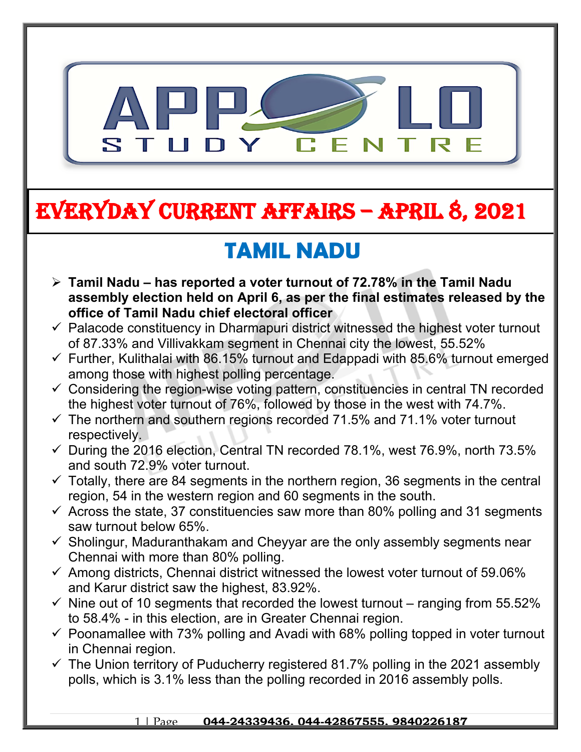# EVERYDAY CURRENT AFFAIRS – APRIL 8, 2021

## TAMIL NADU

- **Tamil Nadu – has reported a voter turnout of 72.78% in the Tamil Nadu assembly election held on April 6, as per the final estimates released by the office of Tamil Nadu chief electoral officer**
  - ✓ Palacode constituency in Dharmapuri district witnessed the highest voter turnout of 87.33% and Villivakkam segment in Chennai city the lowest, 55.52%
  - ✓ Further, Kulithalai with 86.15% turnout and Edappadi with 85.6% turnout emerged among those with highest polling percentage.
  - ✓ Considering the region-wise voting pattern, constituencies in central TN recorded the highest voter turnout of 76%, followed by those in the west with 74.7%.
  - ✓ The northern and southern regions recorded 71.5% and 71.1% voter turnout respectively.
  - ✓ During the 2016 election, Central TN recorded 78.1%, west 76.9%, north 73.5% and south 72.9% voter turnout.
  - ✓ Totally, there are 84 segments in the northern region, 36 segments in the central region, 54 in the western region and 60 segments in the south.
  - ✓ Across the state, 37 constituencies saw more than 80% polling and 31 segments saw turnout below 65%.
  - ✓ Sholingur, Maduranthakam and Cheyyar are the only assembly segments near Chennai with more than 80% polling.
  - ✓ Among districts, Chennai district witnessed the lowest voter turnout of 59.06% and Karur district saw the highest, 83.92%.
  - ✓ Nine out of 10 segments that recorded the lowest turnout – ranging from 55.52% to 58.4% - in this election, are in Greater Chennai region.
  - ✓ Poonamallee with 73% polling and Avadi with 68% polling topped in voter turnout in Chennai region.
  - ✓ The Union territory of Puducherry registered 81.7% polling in the 2021 assembly polls, which is 3.1% less than the polling recorded in 2016 assembly polls.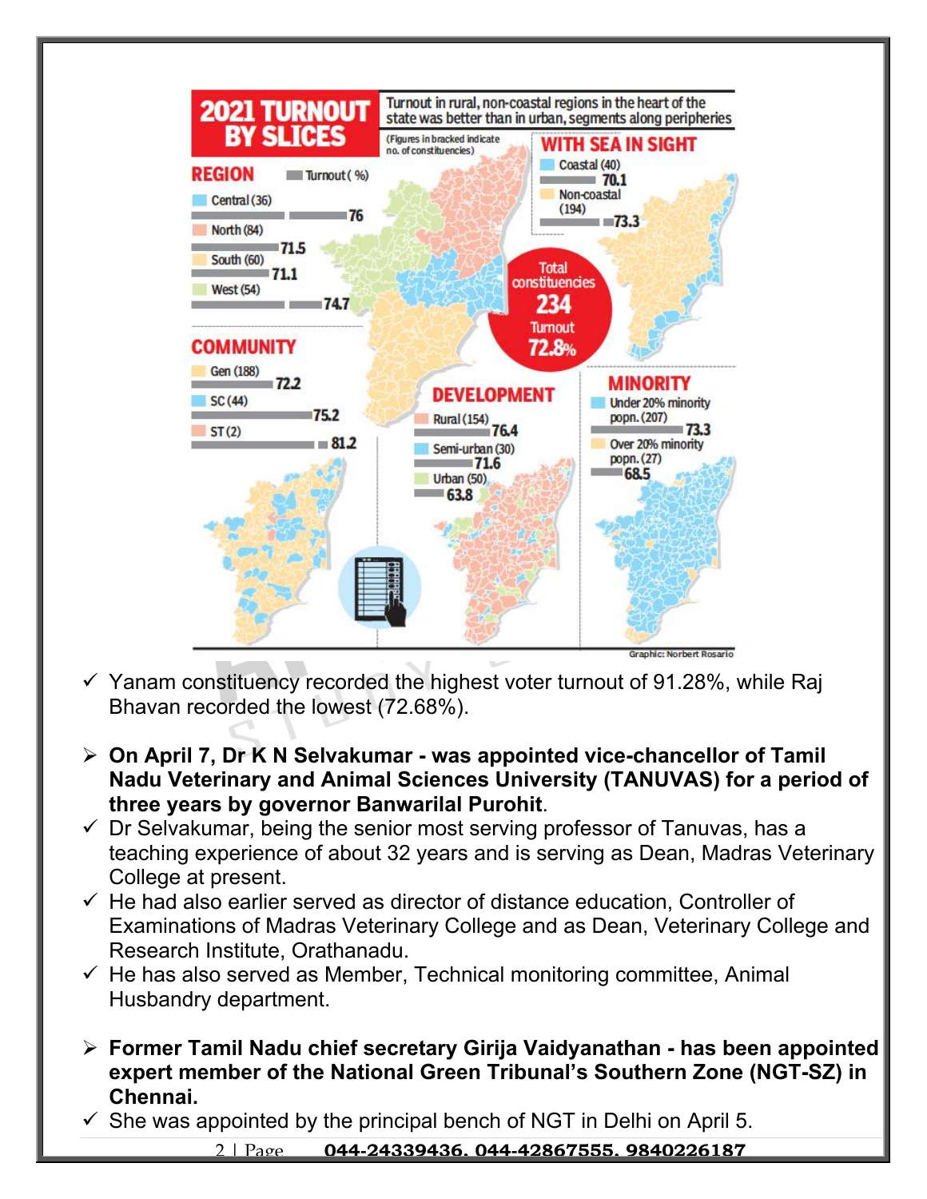## 2021 TURNOUT BY SLICES

Turnout in rural, non-coastal regions in the heart of the state was better than in urban, segments along peripheries

(Figures in bracked indicate no. of constituencies)

**REGION** — Turnout (%)

| Region | Turnout (%) |
|---|---|
| Central (36) | 76 |
| North (84) | 71.5 |
| South (60) | 71.1 |
| West (54) | 74.7 |

**WITH SEA IN SIGHT**

| Segment | Turnout (%) |
|---|---|
| Coastal (40) | 70.1 |
| Non-coastal (194) | 73.3 |

Total constituencies **234**
Turnout **72.8%**

**COMMUNITY**

| Community | Turnout (%) |
|---|---|
| Gen (188) | 72.2 |
| SC (44) | 75.2 |
| ST (2) | 81.2 |

**DEVELOPMENT**

| Development | Turnout (%) |
|---|---|
| Rural (154) | 76.4 |
| Semi-urban (30) | 71.6 |
| Urban (50) | 63.8 |

**MINORITY**

| Minority | Turnout (%) |
|---|---|
| Under 20% minority popn. (207) | 73.3 |
| Over 20% minority popn. (27) | 68.5 |

Graphic: Norbert Rosario

- ✓ Yanam constituency recorded the highest voter turnout of 91.28%, while Raj Bhavan recorded the lowest (72.68%).

- ➢ **On April 7, Dr K N Selvakumar - was appointed vice-chancellor of Tamil Nadu Veterinary and Animal Sciences University (TANUVAS) for a period of three years by governor Banwarilal Purohit**.
- ✓ Dr Selvakumar, being the senior most serving professor of Tanuvas, has a teaching experience of about 32 years and is serving as Dean, Madras Veterinary College at present.
- ✓ He had also earlier served as director of distance education, Controller of Examinations of Madras Veterinary College and as Dean, Veterinary College and Research Institute, Orathanadu.
- ✓ He has also served as Member, Technical monitoring committee, Animal Husbandry department.

- ➢ **Former Tamil Nadu chief secretary Girija Vaidyanathan - has been appointed expert member of the National Green Tribunal's Southern Zone (NGT-SZ) in Chennai.**
- ✓ She was appointed by the principal bench of NGT in Delhi on April 5.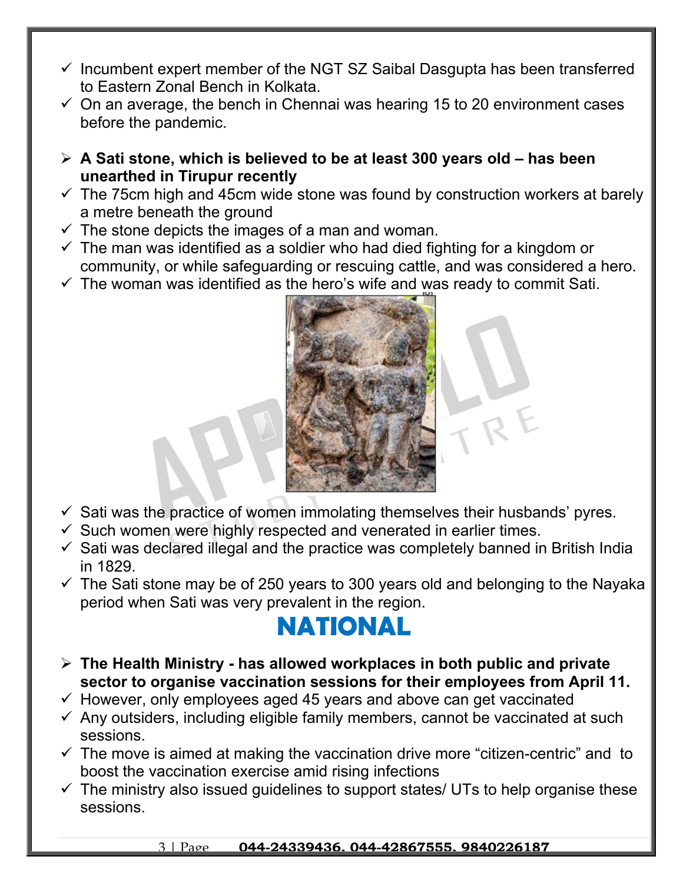- ✓ Incumbent expert member of the NGT SZ Saibal Dasgupta has been transferred to Eastern Zonal Bench in Kolkata.
- ✓ On an average, the bench in Chennai was hearing 15 to 20 environment cases before the pandemic.

- ➢ **A Sati stone, which is believed to be at least 300 years old – has been unearthed in Tirupur recently**
- ✓ The 75cm high and 45cm wide stone was found by construction workers at barely a metre beneath the ground
- ✓ The stone depicts the images of a man and woman.
- ✓ The man was identified as a soldier who had died fighting for a kingdom or community, or while safeguarding or rescuing cattle, and was considered a hero.
- ✓ The woman was identified as the hero's wife and was ready to commit Sati.
- ✓ Sati was the practice of women immolating themselves their husbands' pyres.
- ✓ Such women were highly respected and venerated in earlier times.
- ✓ Sati was declared illegal and the practice was completely banned in British India in 1829.
- ✓ The Sati stone may be of 250 years to 300 years old and belonging to the Nayaka period when Sati was very prevalent in the region.

# NATIONAL

- ➢ **The Health Ministry - has allowed workplaces in both public and private sector to organise vaccination sessions for their employees from April 11.**
- ✓ However, only employees aged 45 years and above can get vaccinated
- ✓ Any outsiders, including eligible family members, cannot be vaccinated at such sessions.
- ✓ The move is aimed at making the vaccination drive more "citizen-centric" and to boost the vaccination exercise amid rising infections
- ✓ The ministry also issued guidelines to support states/ UTs to help organise these sessions.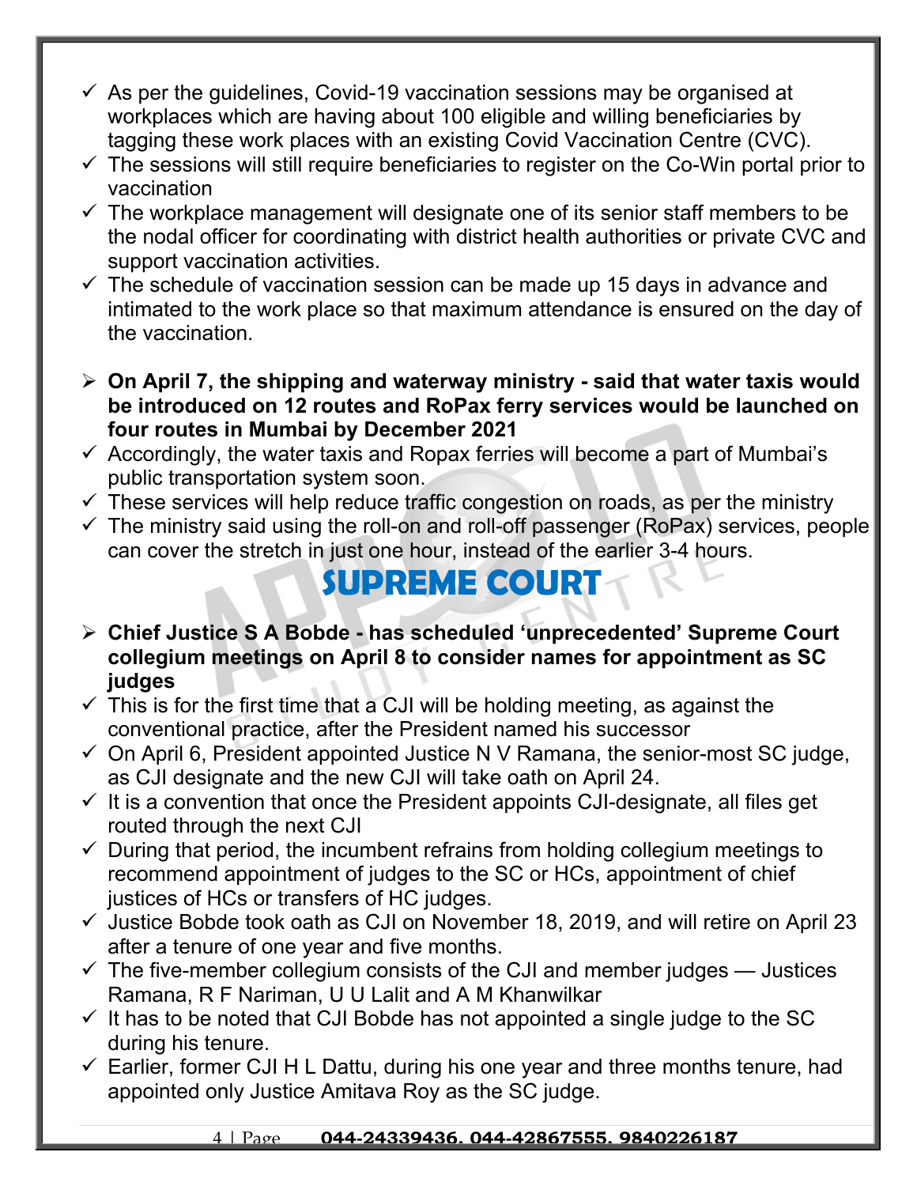- ✓ As per the guidelines, Covid-19 vaccination sessions may be organised at workplaces which are having about 100 eligible and willing beneficiaries by tagging these work places with an existing Covid Vaccination Centre (CVC).
- ✓ The sessions will still require beneficiaries to register on the Co-Win portal prior to vaccination
- ✓ The workplace management will designate one of its senior staff members to be the nodal officer for coordinating with district health authorities or private CVC and support vaccination activities.
- ✓ The schedule of vaccination session can be made up 15 days in advance and intimated to the work place so that maximum attendance is ensured on the day of the vaccination.

- **On April 7, the shipping and waterway ministry - said that water taxis would be introduced on 12 routes and RoPax ferry services would be launched on four routes in Mumbai by December 2021**
- ✓ Accordingly, the water taxis and Ropax ferries will become a part of Mumbai's public transportation system soon.
- ✓ These services will help reduce traffic congestion on roads, as per the ministry
- ✓ The ministry said using the roll-on and roll-off passenger (RoPax) services, people can cover the stretch in just one hour, instead of the earlier 3-4 hours.

## SUPREME COURT

- **Chief Justice S A Bobde - has scheduled 'unprecedented' Supreme Court collegium meetings on April 8 to consider names for appointment as SC judges**
- ✓ This is for the first time that a CJI will be holding meeting, as against the conventional practice, after the President named his successor
- ✓ On April 6, President appointed Justice N V Ramana, the senior-most SC judge, as CJI designate and the new CJI will take oath on April 24.
- ✓ It is a convention that once the President appoints CJI-designate, all files get routed through the next CJI
- ✓ During that period, the incumbent refrains from holding collegium meetings to recommend appointment of judges to the SC or HCs, appointment of chief justices of HCs or transfers of HC judges.
- ✓ Justice Bobde took oath as CJI on November 18, 2019, and will retire on April 23 after a tenure of one year and five months.
- ✓ The five-member collegium consists of the CJI and member judges — Justices Ramana, R F Nariman, U U Lalit and A M Khanwilkar
- ✓ It has to be noted that CJI Bobde has not appointed a single judge to the SC during his tenure.
- ✓ Earlier, former CJI H L Dattu, during his one year and three months tenure, had appointed only Justice Amitava Roy as the SC judge.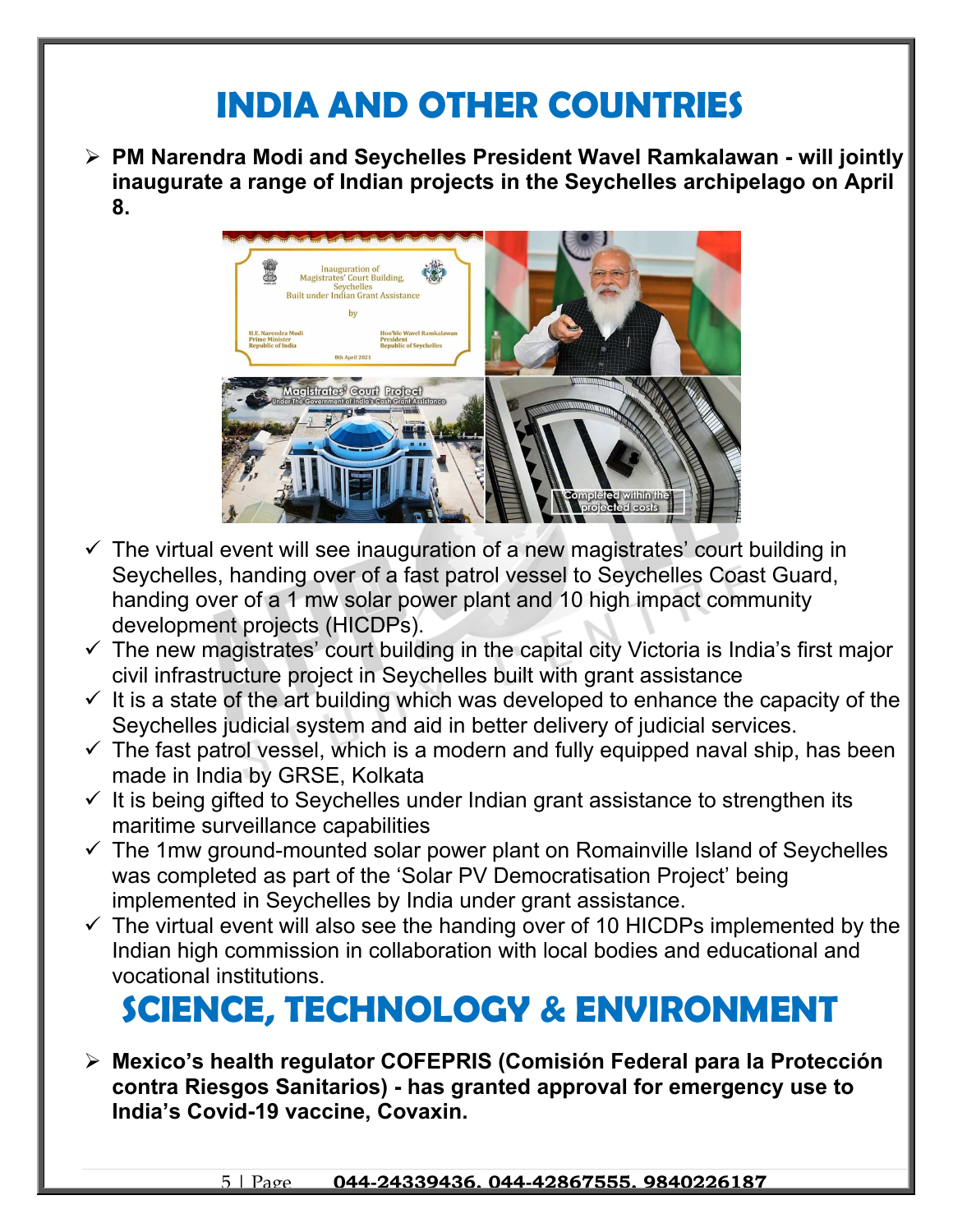# INDIA AND OTHER COUNTRIES

- **PM Narendra Modi and Seychelles President Wavel Ramkalawan - will jointly inaugurate a range of Indian projects in the Seychelles archipelago on April 8.**

- ✓ The virtual event will see inauguration of a new magistrates' court building in Seychelles, handing over of a fast patrol vessel to Seychelles Coast Guard, handing over of a 1 mw solar power plant and 10 high impact community development projects (HICDPs).
- ✓ The new magistrates' court building in the capital city Victoria is India's first major civil infrastructure project in Seychelles built with grant assistance
- ✓ It is a state of the art building which was developed to enhance the capacity of the Seychelles judicial system and aid in better delivery of judicial services.
- ✓ The fast patrol vessel, which is a modern and fully equipped naval ship, has been made in India by GRSE, Kolkata
- ✓ It is being gifted to Seychelles under Indian grant assistance to strengthen its maritime surveillance capabilities
- ✓ The 1mw ground-mounted solar power plant on Romainville Island of Seychelles was completed as part of the 'Solar PV Democratisation Project' being implemented in Seychelles by India under grant assistance.
- ✓ The virtual event will also see the handing over of 10 HICDPs implemented by the Indian high commission in collaboration with local bodies and educational and vocational institutions.

# SCIENCE, TECHNOLOGY & ENVIRONMENT

- **Mexico's health regulator COFEPRIS (Comisión Federal para la Protección contra Riesgos Sanitarios) - has granted approval for emergency use to India's Covid-19 vaccine, Covaxin.**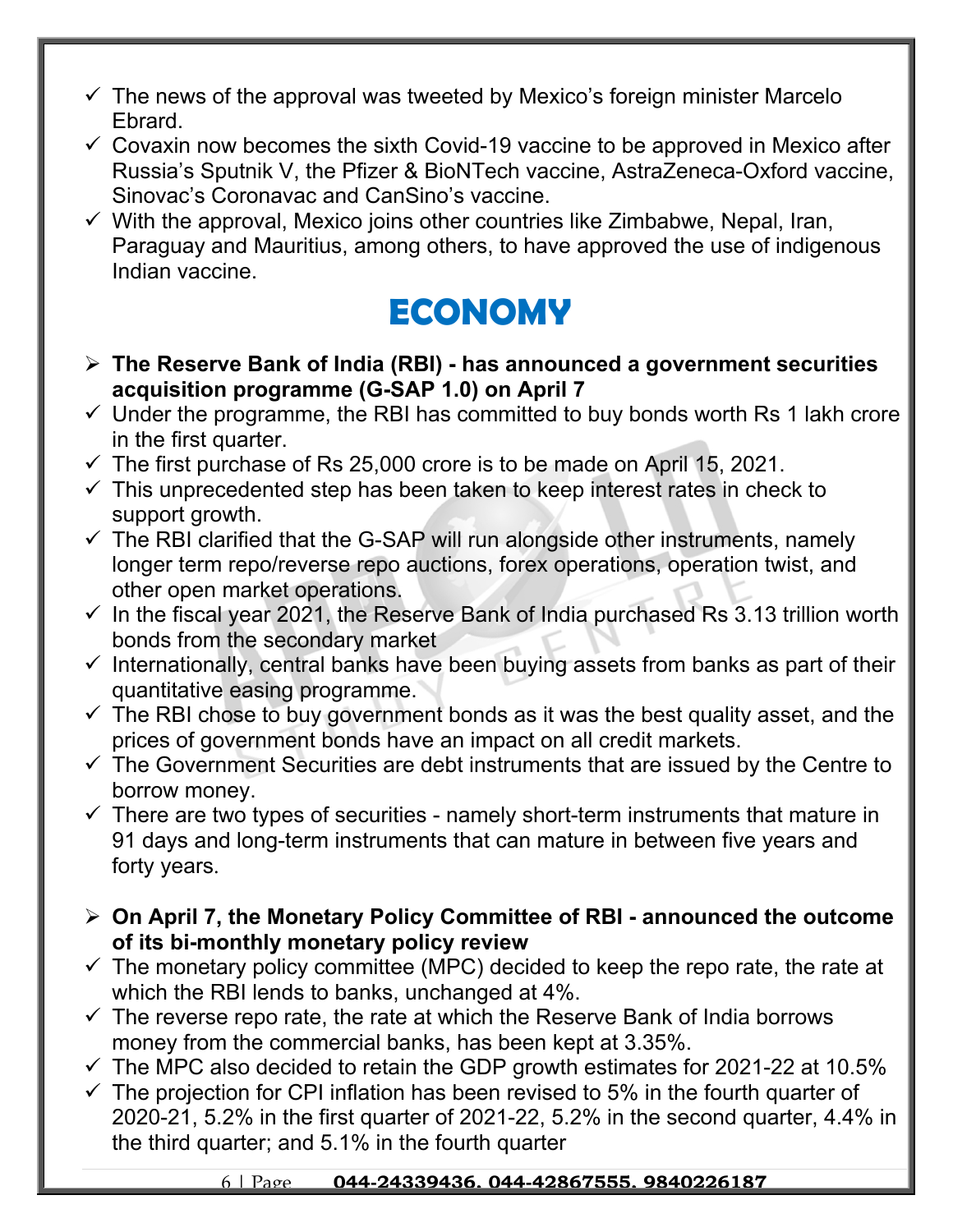- ✓ The news of the approval was tweeted by Mexico's foreign minister Marcelo Ebrard.
- ✓ Covaxin now becomes the sixth Covid-19 vaccine to be approved in Mexico after Russia's Sputnik V, the Pfizer & BioNTech vaccine, AstraZeneca-Oxford vaccine, Sinovac's Coronavac and CanSino's vaccine.
- ✓ With the approval, Mexico joins other countries like Zimbabwe, Nepal, Iran, Paraguay and Mauritius, among others, to have approved the use of indigenous Indian vaccine.

# ECONOMY

- ➢ **The Reserve Bank of India (RBI) - has announced a government securities acquisition programme (G-SAP 1.0) on April 7**
- ✓ Under the programme, the RBI has committed to buy bonds worth Rs 1 lakh crore in the first quarter.
- ✓ The first purchase of Rs 25,000 crore is to be made on April 15, 2021.
- ✓ This unprecedented step has been taken to keep interest rates in check to support growth.
- ✓ The RBI clarified that the G-SAP will run alongside other instruments, namely longer term repo/reverse repo auctions, forex operations, operation twist, and other open market operations.
- ✓ In the fiscal year 2021, the Reserve Bank of India purchased Rs 3.13 trillion worth bonds from the secondary market
- ✓ Internationally, central banks have been buying assets from banks as part of their quantitative easing programme.
- ✓ The RBI chose to buy government bonds as it was the best quality asset, and the prices of government bonds have an impact on all credit markets.
- ✓ The Government Securities are debt instruments that are issued by the Centre to borrow money.
- ✓ There are two types of securities - namely short-term instruments that mature in 91 days and long-term instruments that can mature in between five years and forty years.

- ➢ **On April 7, the Monetary Policy Committee of RBI - announced the outcome of its bi-monthly monetary policy review**
- ✓ The monetary policy committee (MPC) decided to keep the repo rate, the rate at which the RBI lends to banks, unchanged at 4%.
- ✓ The reverse repo rate, the rate at which the Reserve Bank of India borrows money from the commercial banks, has been kept at 3.35%.
- ✓ The MPC also decided to retain the GDP growth estimates for 2021-22 at 10.5%
- ✓ The projection for CPI inflation has been revised to 5% in the fourth quarter of 2020-21, 5.2% in the first quarter of 2021-22, 5.2% in the second quarter, 4.4% in the third quarter; and 5.1% in the fourth quarter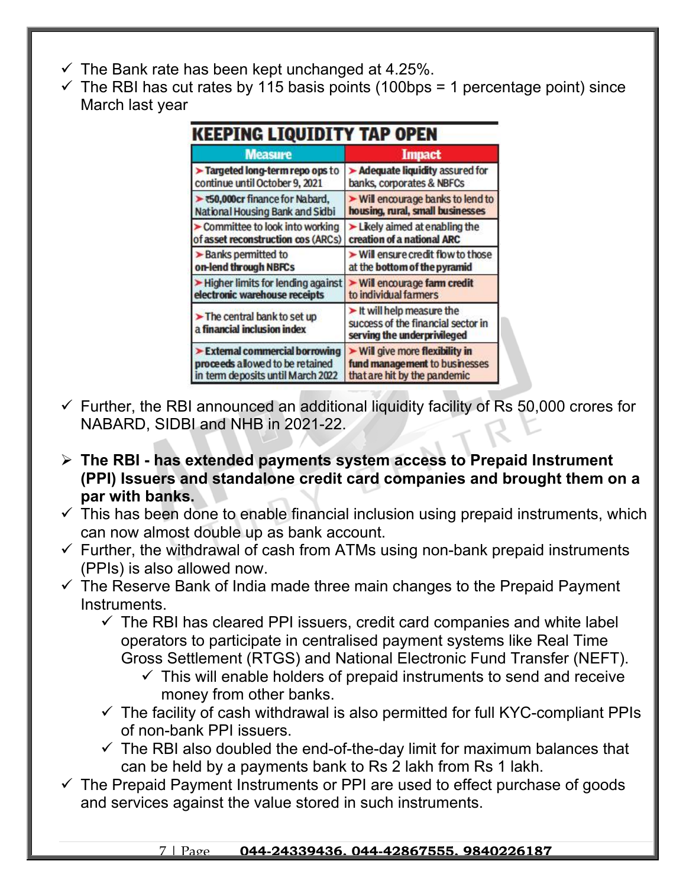- ✓ The Bank rate has been kept unchanged at 4.25%.
- ✓ The RBI has cut rates by 115 basis points (100bps = 1 percentage point) since March last year

**KEEPING LIQUIDITY TAP OPEN**

| Measure | Impact |
|---|---|
| ➤ **Targeted long-term repo ops** to continue until October 9, 2021 | ➤ **Adequate liquidity** assured for banks, corporates & NBFCs |
| ➤ **₹50,000cr** finance for Nabard, National Housing Bank and Sidbi | ➤ Will encourage banks to lend to **housing, rural, small businesses** |
| ➤ Committee to look into working of **asset reconstruction cos** (ARCs) | ➤ Likely aimed at enabling the **creation of a national ARC** |
| ➤ Banks permitted to **on-lend through NBFCs** | ➤ Will ensure credit flow to those at the **bottom of the pyramid** |
| ➤ Higher limits for lending against **electronic warehouse receipts** | ➤ Will encourage **farm credit** to individual farmers |
| ➤ The central bank to set up a **financial inclusion index** | ➤ It will help measure the success of the financial sector in **serving the underprivileged** |
| ➤ **External commercial borrowing proceeds** allowed to be retained in term deposits until March 2022 | ➤ Will give more **flexibility in fund management** to businesses that are hit by the pandemic |

- ✓ Further, the RBI announced an additional liquidity facility of Rs 50,000 crores for NABARD, SIDBI and NHB in 2021-22.

➤ **The RBI - has extended payments system access to Prepaid Instrument (PPI) Issuers and standalone credit card companies and brought them on a par with banks.**

- ✓ This has been done to enable financial inclusion using prepaid instruments, which can now almost double up as bank account.
- ✓ Further, the withdrawal of cash from ATMs using non-bank prepaid instruments (PPIs) is also allowed now.
- ✓ The Reserve Bank of India made three main changes to the Prepaid Payment Instruments.
  - ✓ The RBI has cleared PPI issuers, credit card companies and white label operators to participate in centralised payment systems like Real Time Gross Settlement (RTGS) and National Electronic Fund Transfer (NEFT).
    - ✓ This will enable holders of prepaid instruments to send and receive money from other banks.
  - ✓ The facility of cash withdrawal is also permitted for full KYC-compliant PPIs of non-bank PPI issuers.
  - ✓ The RBI also doubled the end-of-the-day limit for maximum balances that can be held by a payments bank to Rs 2 lakh from Rs 1 lakh.
- ✓ The Prepaid Payment Instruments or PPI are used to effect purchase of goods and services against the value stored in such instruments.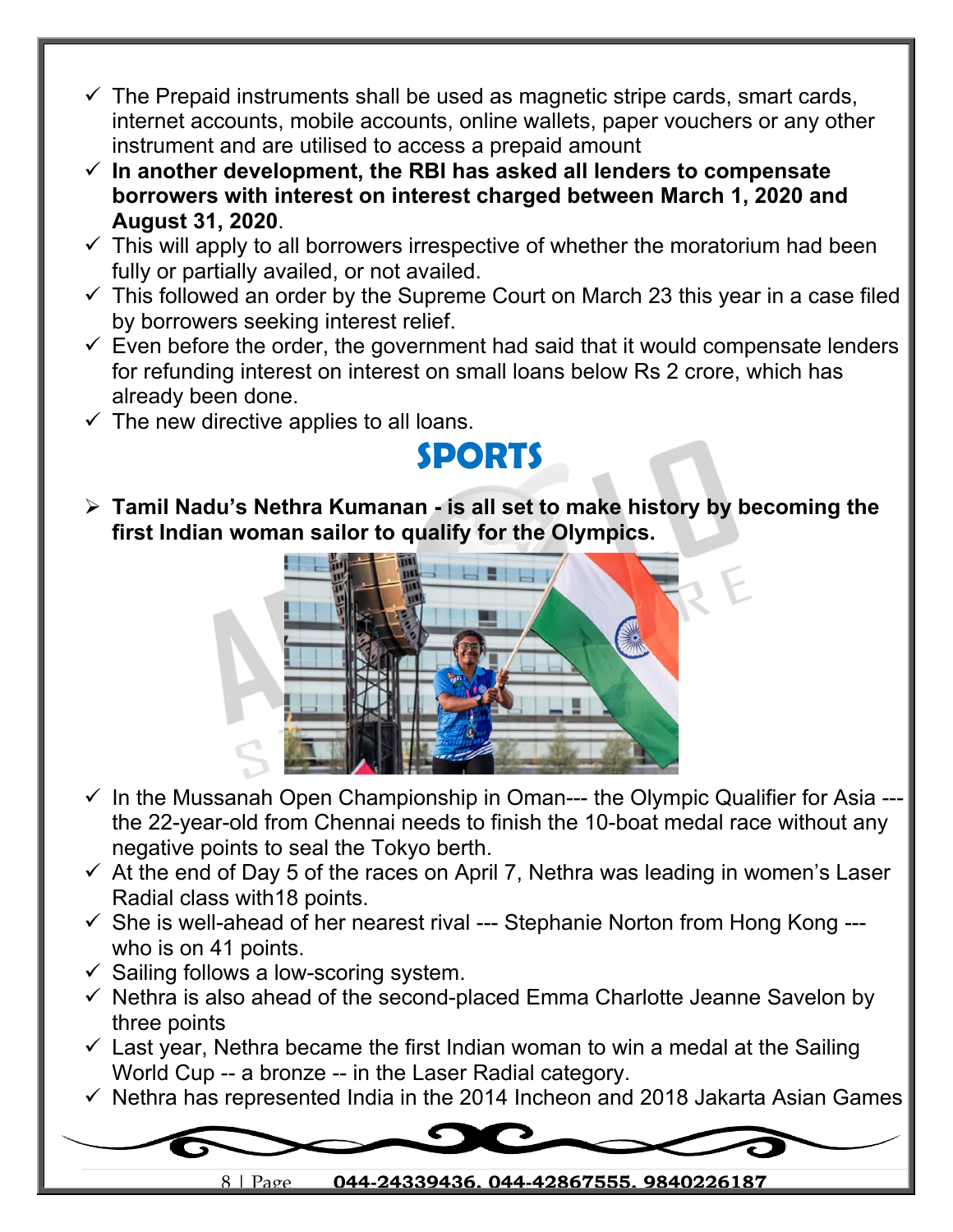- ✓ The Prepaid instruments shall be used as magnetic stripe cards, smart cards, internet accounts, mobile accounts, online wallets, paper vouchers or any other instrument and are utilised to access a prepaid amount
- ✓ **In another development, the RBI has asked all lenders to compensate borrowers with interest on interest charged between March 1, 2020 and August 31, 2020**.
- ✓ This will apply to all borrowers irrespective of whether the moratorium had been fully or partially availed, or not availed.
- ✓ This followed an order by the Supreme Court on March 23 this year in a case filed by borrowers seeking interest relief.
- ✓ Even before the order, the government had said that it would compensate lenders for refunding interest on interest on small loans below Rs 2 crore, which has already been done.
- ✓ The new directive applies to all loans.

# SPORTS

- ➢ **Tamil Nadu's Nethra Kumanan - is all set to make history by becoming the first Indian woman sailor to qualify for the Olympics.**

- ✓ In the Mussanah Open Championship in Oman--- the Olympic Qualifier for Asia --- the 22-year-old from Chennai needs to finish the 10-boat medal race without any negative points to seal the Tokyo berth.
- ✓ At the end of Day 5 of the races on April 7, Nethra was leading in women's Laser Radial class with18 points.
- ✓ She is well-ahead of her nearest rival --- Stephanie Norton from Hong Kong --- who is on 41 points.
- ✓ Sailing follows a low-scoring system.
- ✓ Nethra is also ahead of the second-placed Emma Charlotte Jeanne Savelon by three points
- ✓ Last year, Nethra became the first Indian woman to win a medal at the Sailing World Cup -- a bronze -- in the Laser Radial category.
- ✓ Nethra has represented India in the 2014 Incheon and 2018 Jakarta Asian Games